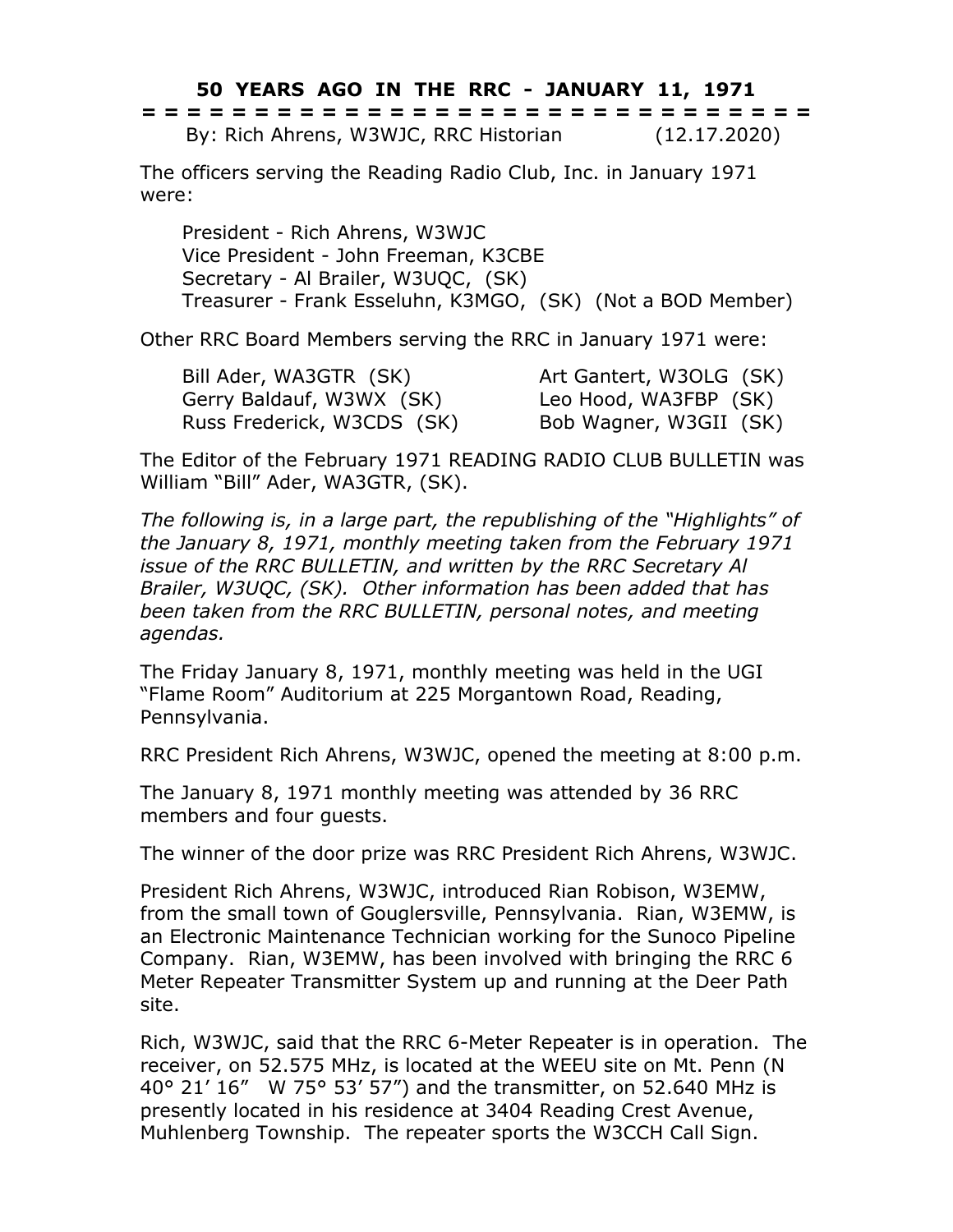# 50 YEARS AGO IN THE RRC - JANUARY 11, 1971

= = = = = = = = = = = = = = = = = = = = = = = = = = = = = = = = =

By: Rich Ahrens, W3WJC, RRC Historian (12.17.2020)

The officers serving the Reading Radio Club, Inc. in January 1971 were:

President - Rich Ahrens, W3WJC
Vice President - John Freeman, K3CBE
Secretary - Al Brailer, W3UQC, (SK)
Treasurer - Frank Esseluhn, K3MGO, (SK) (Not a BOD Member)

Other RRC Board Members serving the RRC in January 1971 were:

Bill Ader, WA3GTR (SK)
Gerry Baldauf, W3WX (SK)
Russ Frederick, W3CDS (SK)
Art Gantert, W3OLG (SK)
Leo Hood, WA3FBP (SK)
Bob Wagner, W3GII (SK)

The Editor of the February 1971 READING RADIO CLUB BULLETIN was William "Bill" Ader, WA3GTR, (SK).

*The following is, in a large part, the republishing of the "Highlights" of the January 8, 1971, monthly meeting taken from the February 1971 issue of the RRC BULLETIN, and written by the RRC Secretary Al Brailer, W3UQC, (SK). Other information has been added that has been taken from the RRC BULLETIN, personal notes, and meeting agendas.*

The Friday January 8, 1971, monthly meeting was held in the UGI "Flame Room" Auditorium at 225 Morgantown Road, Reading, Pennsylvania.

RRC President Rich Ahrens, W3WJC, opened the meeting at 8:00 p.m.

The January 8, 1971 monthly meeting was attended by 36 RRC members and four guests.

The winner of the door prize was RRC President Rich Ahrens, W3WJC.

President Rich Ahrens, W3WJC, introduced Rian Robison, W3EMW, from the small town of Gouglersville, Pennsylvania. Rian, W3EMW, is an Electronic Maintenance Technician working for the Sunoco Pipeline Company. Rian, W3EMW, has been involved with bringing the RRC 6 Meter Repeater Transmitter System up and running at the Deer Path site.

Rich, W3WJC, said that the RRC 6-Meter Repeater is in operation. The receiver, on 52.575 MHz, is located at the WEEU site on Mt. Penn (N 40° 21' 16" W 75° 53' 57") and the transmitter, on 52.640 MHz is presently located in his residence at 3404 Reading Crest Avenue, Muhlenberg Township. The repeater sports the W3CCH Call Sign.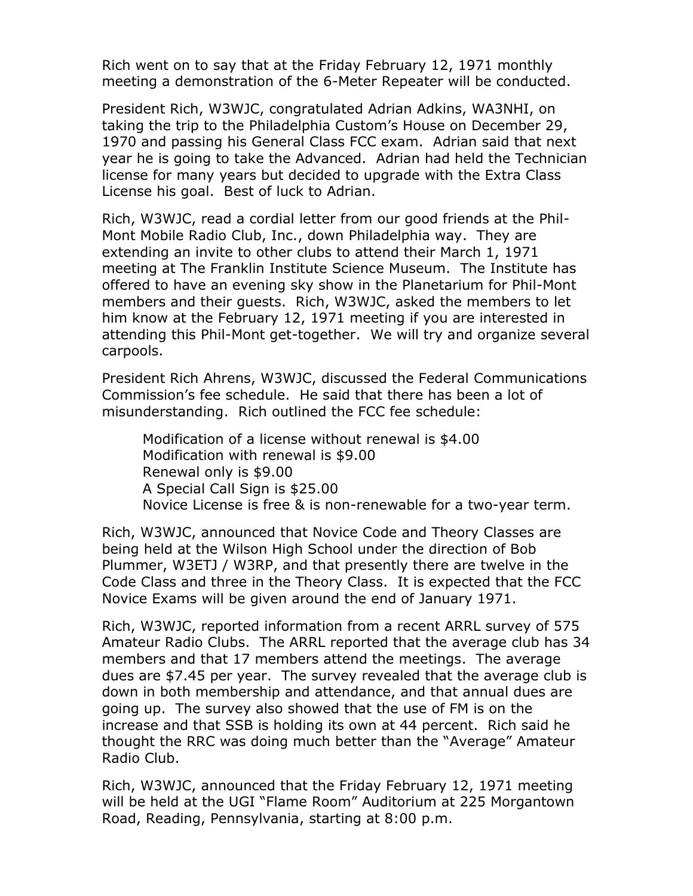Rich went on to say that at the Friday February 12, 1971 monthly meeting a demonstration of the 6-Meter Repeater will be conducted.

President Rich, W3WJC, congratulated Adrian Adkins, WA3NHI, on taking the trip to the Philadelphia Custom's House on December 29, 1970 and passing his General Class FCC exam. Adrian said that next year he is going to take the Advanced. Adrian had held the Technician license for many years but decided to upgrade with the Extra Class License his goal. Best of luck to Adrian.

Rich, W3WJC, read a cordial letter from our good friends at the Phil-Mont Mobile Radio Club, Inc., down Philadelphia way. They are extending an invite to other clubs to attend their March 1, 1971 meeting at The Franklin Institute Science Museum. The Institute has offered to have an evening sky show in the Planetarium for Phil-Mont members and their guests. Rich, W3WJC, asked the members to let him know at the February 12, 1971 meeting if you are interested in attending this Phil-Mont get-together. We will try and organize several carpools.

President Rich Ahrens, W3WJC, discussed the Federal Communications Commission's fee schedule. He said that there has been a lot of misunderstanding. Rich outlined the FCC fee schedule:

> Modification of a license without renewal is $4.00
> Modification with renewal is $9.00
> Renewal only is $9.00
> A Special Call Sign is $25.00
> Novice License is free & is non-renewable for a two-year term.

Rich, W3WJC, announced that Novice Code and Theory Classes are being held at the Wilson High School under the direction of Bob Plummer, W3ETJ / W3RP, and that presently there are twelve in the Code Class and three in the Theory Class. It is expected that the FCC Novice Exams will be given around the end of January 1971.

Rich, W3WJC, reported information from a recent ARRL survey of 575 Amateur Radio Clubs. The ARRL reported that the average club has 34 members and that 17 members attend the meetings. The average dues are $7.45 per year. The survey revealed that the average club is down in both membership and attendance, and that annual dues are going up. The survey also showed that the use of FM is on the increase and that SSB is holding its own at 44 percent. Rich said he thought the RRC was doing much better than the "Average" Amateur Radio Club.

Rich, W3WJC, announced that the Friday February 12, 1971 meeting will be held at the UGI "Flame Room" Auditorium at 225 Morgantown Road, Reading, Pennsylvania, starting at 8:00 p.m.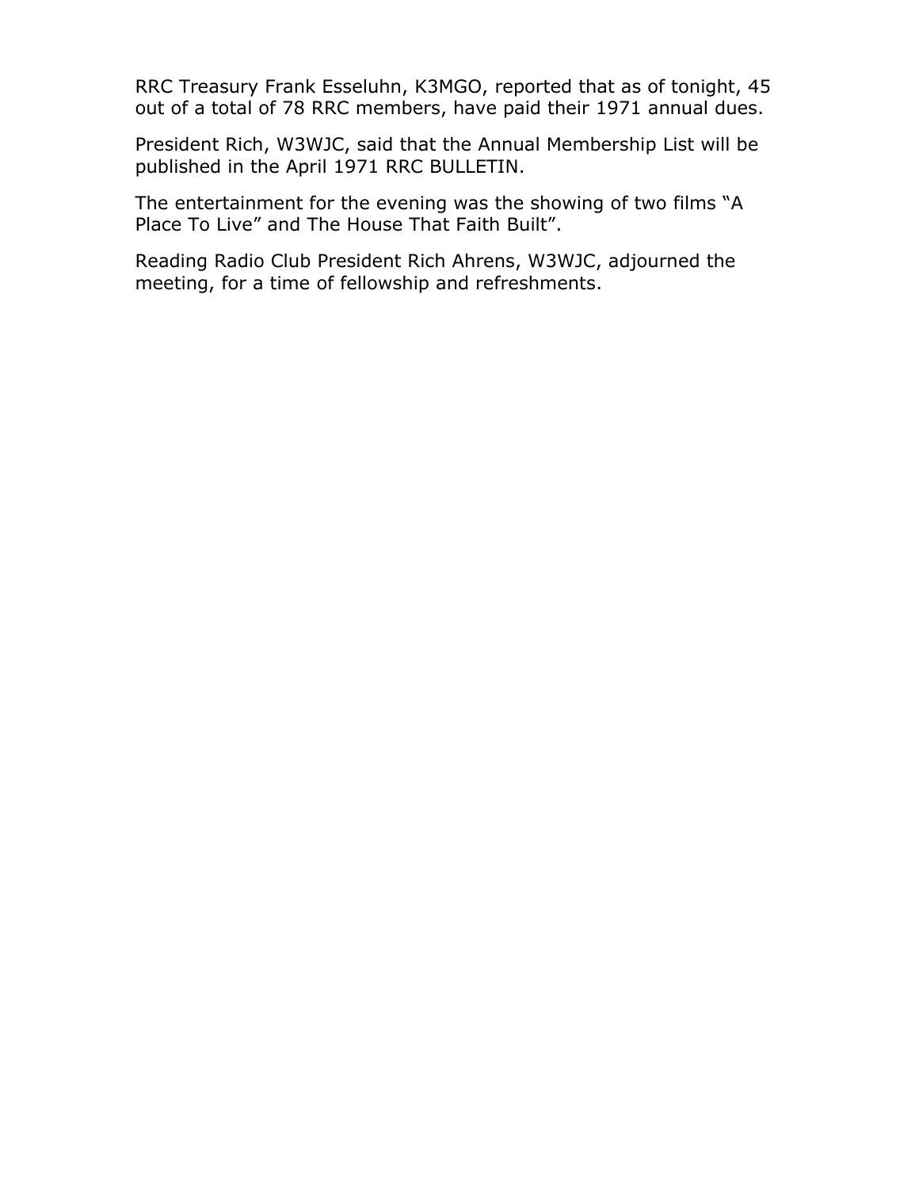RRC Treasury Frank Esseluhn, K3MGO, reported that as of tonight, 45 out of a total of 78 RRC members, have paid their 1971 annual dues.

President Rich, W3WJC, said that the Annual Membership List will be published in the April 1971 RRC BULLETIN.

The entertainment for the evening was the showing of two films "A Place To Live" and The House That Faith Built".

Reading Radio Club President Rich Ahrens, W3WJC, adjourned the meeting, for a time of fellowship and refreshments.